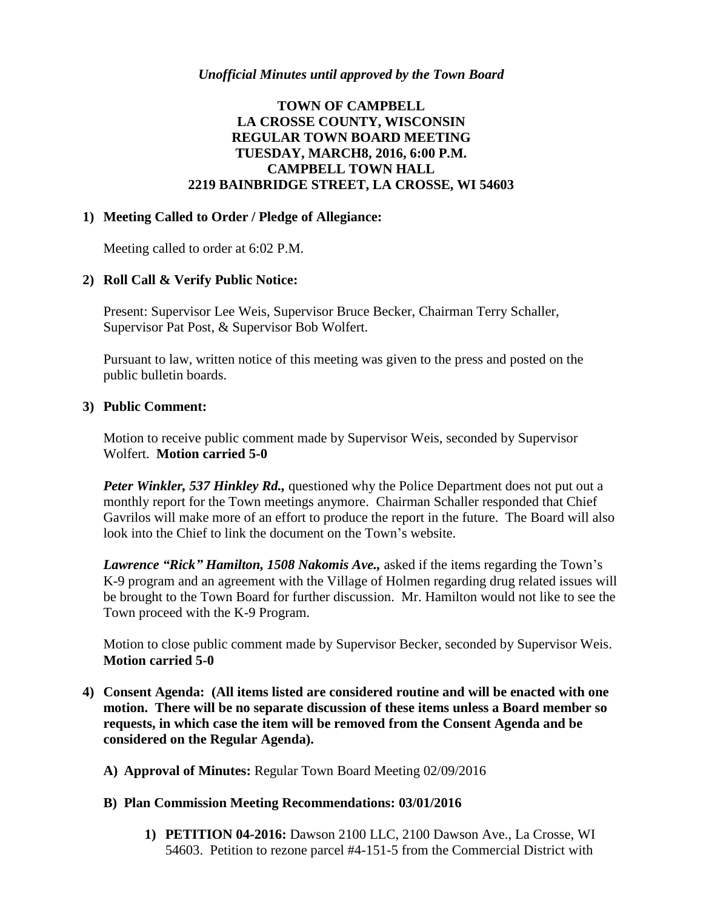*Unofficial Minutes until approved by the Town Board*

**TOWN OF CAMPBELL**
**LA CROSSE COUNTY, WISCONSIN**
**REGULAR TOWN BOARD MEETING**
**TUESDAY, MARCH8, 2016, 6:00 P.M.**
**CAMPBELL TOWN HALL**
**2219 BAINBRIDGE STREET, LA CROSSE, WI 54603**

**1) Meeting Called to Order / Pledge of Allegiance:**

Meeting called to order at 6:02 P.M.

**2) Roll Call & Verify Public Notice:**

Present: Supervisor Lee Weis, Supervisor Bruce Becker, Chairman Terry Schaller, Supervisor Pat Post, & Supervisor Bob Wolfert.

Pursuant to law, written notice of this meeting was given to the press and posted on the public bulletin boards.

**3) Public Comment:**

Motion to receive public comment made by Supervisor Weis, seconded by Supervisor Wolfert. **Motion carried 5-0**

***Peter Winkler, 537 Hinkley Rd.,*** questioned why the Police Department does not put out a monthly report for the Town meetings anymore. Chairman Schaller responded that Chief Gavrilos will make more of an effort to produce the report in the future. The Board will also look into the Chief to link the document on the Town's website.

***Lawrence "Rick" Hamilton, 1508 Nakomis Ave.,*** asked if the items regarding the Town's K-9 program and an agreement with the Village of Holmen regarding drug related issues will be brought to the Town Board for further discussion. Mr. Hamilton would not like to see the Town proceed with the K-9 Program.

Motion to close public comment made by Supervisor Becker, seconded by Supervisor Weis. **Motion carried 5-0**

**4) Consent Agenda: (All items listed are considered routine and will be enacted with one motion. There will be no separate discussion of these items unless a Board member so requests, in which case the item will be removed from the Consent Agenda and be considered on the Regular Agenda).**

**A) Approval of Minutes:** Regular Town Board Meeting 02/09/2016

**B) Plan Commission Meeting Recommendations: 03/01/2016**

**1) PETITION 04-2016:** Dawson 2100 LLC, 2100 Dawson Ave., La Crosse, WI 54603. Petition to rezone parcel #4-151-5 from the Commercial District with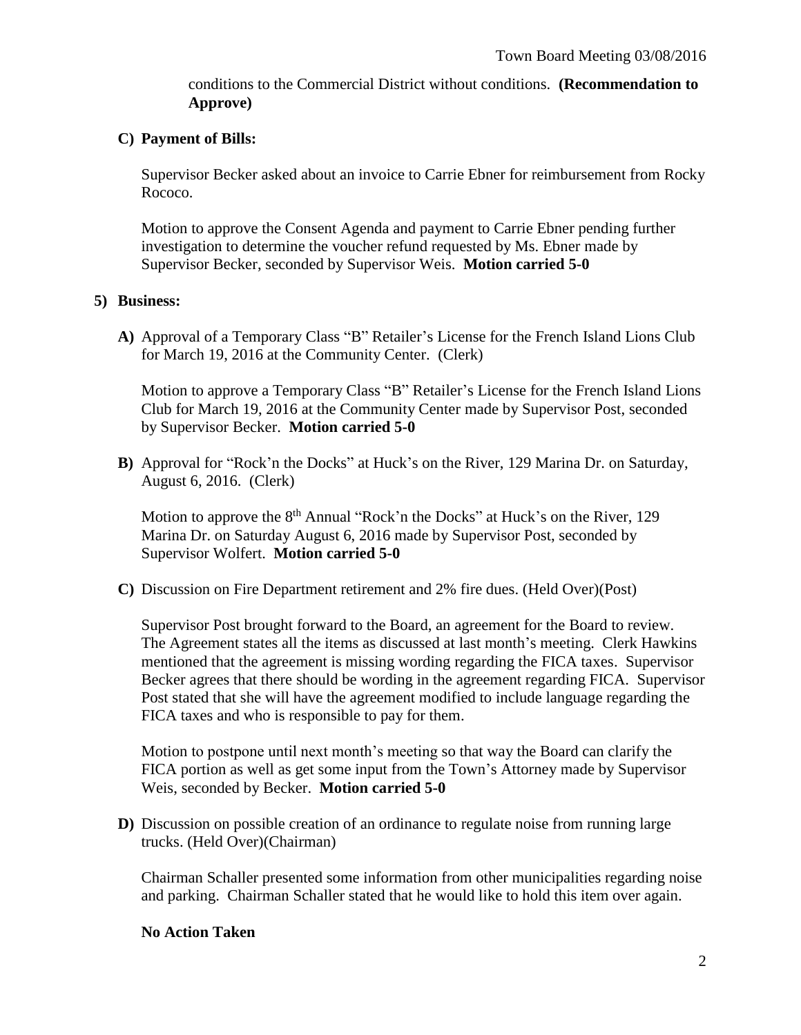conditions to the Commercial District without conditions. **(Recommendation to Approve)**

**C) Payment of Bills:**

Supervisor Becker asked about an invoice to Carrie Ebner for reimbursement from Rocky Rococo.

Motion to approve the Consent Agenda and payment to Carrie Ebner pending further investigation to determine the voucher refund requested by Ms. Ebner made by Supervisor Becker, seconded by Supervisor Weis. **Motion carried 5-0**

**5) Business:**

**A)** Approval of a Temporary Class "B" Retailer's License for the French Island Lions Club for March 19, 2016 at the Community Center. (Clerk)

Motion to approve a Temporary Class "B" Retailer's License for the French Island Lions Club for March 19, 2016 at the Community Center made by Supervisor Post, seconded by Supervisor Becker. **Motion carried 5-0**

**B)** Approval for "Rock'n the Docks" at Huck's on the River, 129 Marina Dr. on Saturday, August 6, 2016. (Clerk)

Motion to approve the 8th Annual "Rock'n the Docks" at Huck's on the River, 129 Marina Dr. on Saturday August 6, 2016 made by Supervisor Post, seconded by Supervisor Wolfert. **Motion carried 5-0**

**C)** Discussion on Fire Department retirement and 2% fire dues. (Held Over)(Post)

Supervisor Post brought forward to the Board, an agreement for the Board to review. The Agreement states all the items as discussed at last month's meeting. Clerk Hawkins mentioned that the agreement is missing wording regarding the FICA taxes. Supervisor Becker agrees that there should be wording in the agreement regarding FICA. Supervisor Post stated that she will have the agreement modified to include language regarding the FICA taxes and who is responsible to pay for them.

Motion to postpone until next month's meeting so that way the Board can clarify the FICA portion as well as get some input from the Town's Attorney made by Supervisor Weis, seconded by Becker. **Motion carried 5-0**

**D)** Discussion on possible creation of an ordinance to regulate noise from running large trucks. (Held Over)(Chairman)

Chairman Schaller presented some information from other municipalities regarding noise and parking. Chairman Schaller stated that he would like to hold this item over again.

**No Action Taken**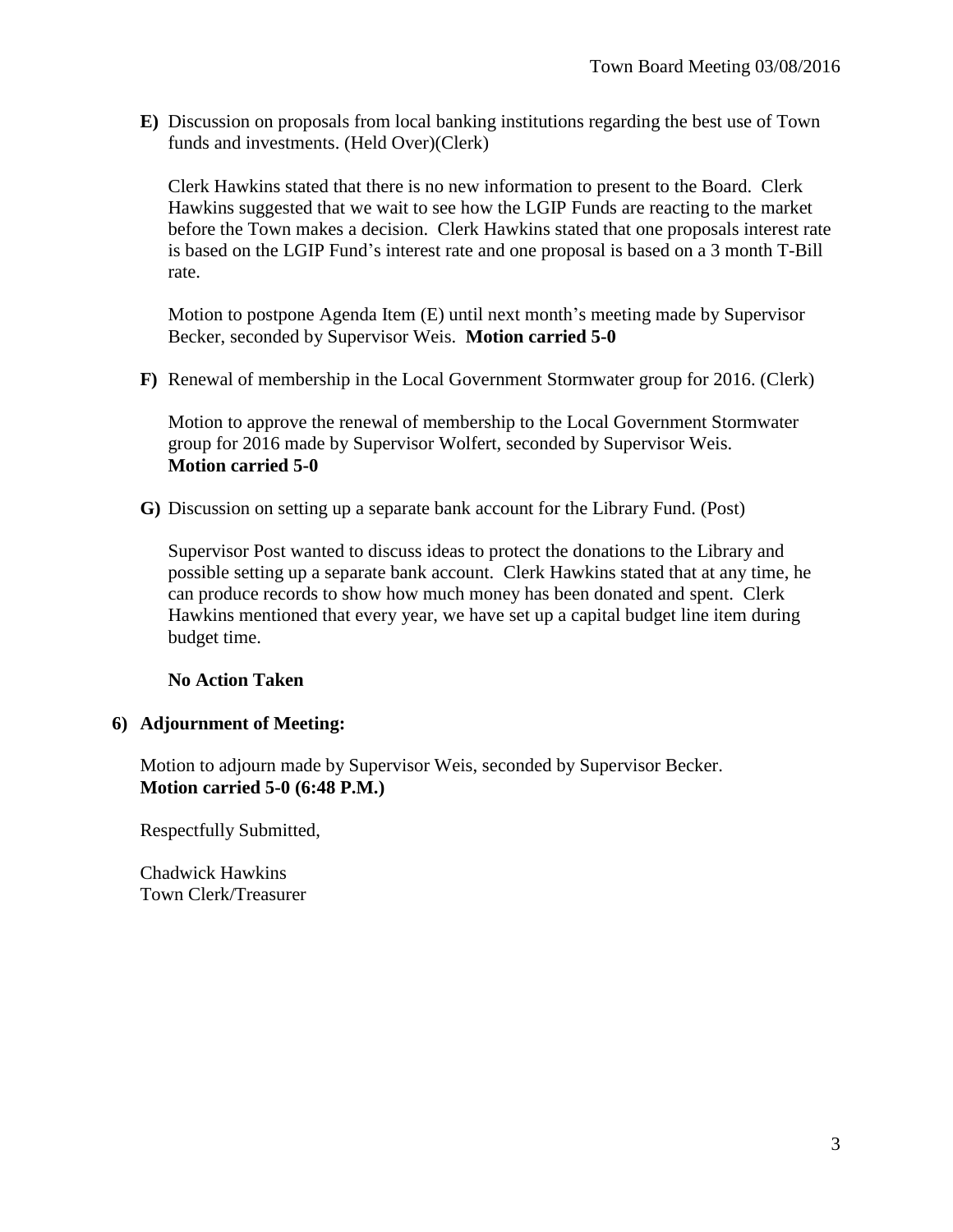**E)** Discussion on proposals from local banking institutions regarding the best use of Town funds and investments. (Held Over)(Clerk)

Clerk Hawkins stated that there is no new information to present to the Board. Clerk Hawkins suggested that we wait to see how the LGIP Funds are reacting to the market before the Town makes a decision. Clerk Hawkins stated that one proposals interest rate is based on the LGIP Fund's interest rate and one proposal is based on a 3 month T-Bill rate.

Motion to postpone Agenda Item (E) until next month's meeting made by Supervisor Becker, seconded by Supervisor Weis. **Motion carried 5-0**

**F)** Renewal of membership in the Local Government Stormwater group for 2016. (Clerk)

Motion to approve the renewal of membership to the Local Government Stormwater group for 2016 made by Supervisor Wolfert, seconded by Supervisor Weis.
**Motion carried 5-0**

**G)** Discussion on setting up a separate bank account for the Library Fund. (Post)

Supervisor Post wanted to discuss ideas to protect the donations to the Library and possible setting up a separate bank account. Clerk Hawkins stated that at any time, he can produce records to show how much money has been donated and spent. Clerk Hawkins mentioned that every year, we have set up a capital budget line item during budget time.

**No Action Taken**

## 6) Adjournment of Meeting:

Motion to adjourn made by Supervisor Weis, seconded by Supervisor Becker.
**Motion carried 5-0 (6:48 P.M.)**

Respectfully Submitted,

Chadwick Hawkins
Town Clerk/Treasurer